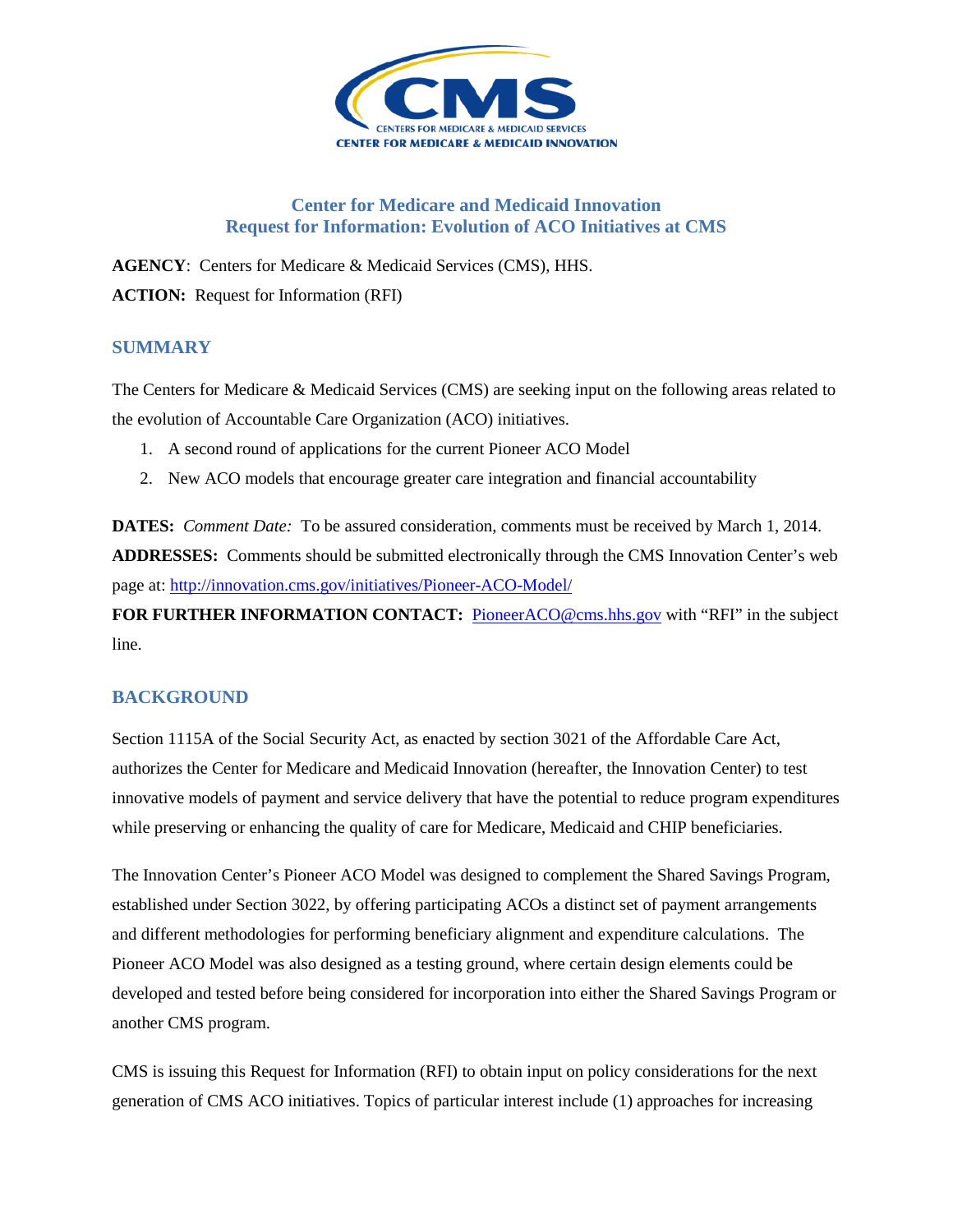# Center for Medicare and Medicaid Innovation
# Request for Information: Evolution of ACO Initiatives at CMS

**AGENCY**: Centers for Medicare & Medicaid Services (CMS), HHS.

**ACTION:** Request for Information (RFI)

## SUMMARY

The Centers for Medicare & Medicaid Services (CMS) are seeking input on the following areas related to the evolution of Accountable Care Organization (ACO) initiatives.

1. A second round of applications for the current Pioneer ACO Model
2. New ACO models that encourage greater care integration and financial accountability

**DATES:** *Comment Date:* To be assured consideration, comments must be received by March 1, 2014.

**ADDRESSES:** Comments should be submitted electronically through the CMS Innovation Center's web page at: http://innovation.cms.gov/initiatives/Pioneer-ACO-Model/

**FOR FURTHER INFORMATION CONTACT:** PioneerACO@cms.hhs.gov with "RFI" in the subject line.

## BACKGROUND

Section 1115A of the Social Security Act, as enacted by section 3021 of the Affordable Care Act, authorizes the Center for Medicare and Medicaid Innovation (hereafter, the Innovation Center) to test innovative models of payment and service delivery that have the potential to reduce program expenditures while preserving or enhancing the quality of care for Medicare, Medicaid and CHIP beneficiaries.

The Innovation Center's Pioneer ACO Model was designed to complement the Shared Savings Program, established under Section 3022, by offering participating ACOs a distinct set of payment arrangements and different methodologies for performing beneficiary alignment and expenditure calculations. The Pioneer ACO Model was also designed as a testing ground, where certain design elements could be developed and tested before being considered for incorporation into either the Shared Savings Program or another CMS program.

CMS is issuing this Request for Information (RFI) to obtain input on policy considerations for the next generation of CMS ACO initiatives. Topics of particular interest include (1) approaches for increasing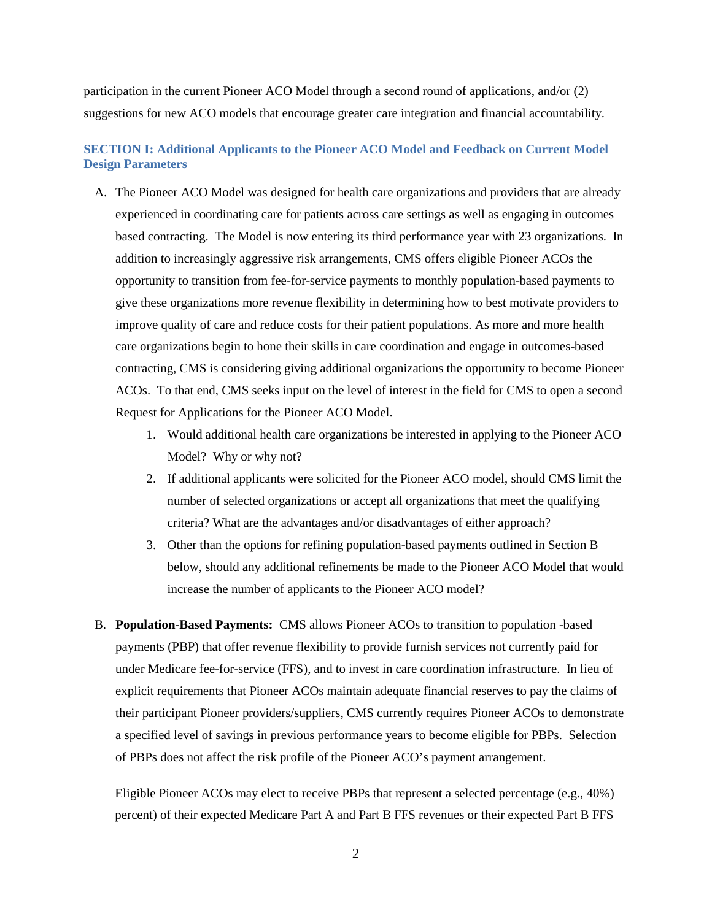participation in the current Pioneer ACO Model through a second round of applications, and/or (2) suggestions for new ACO models that encourage greater care integration and financial accountability.

## SECTION I: Additional Applicants to the Pioneer ACO Model and Feedback on Current Model Design Parameters

A. The Pioneer ACO Model was designed for health care organizations and providers that are already experienced in coordinating care for patients across care settings as well as engaging in outcomes based contracting. The Model is now entering its third performance year with 23 organizations. In addition to increasingly aggressive risk arrangements, CMS offers eligible Pioneer ACOs the opportunity to transition from fee-for-service payments to monthly population-based payments to give these organizations more revenue flexibility in determining how to best motivate providers to improve quality of care and reduce costs for their patient populations. As more and more health care organizations begin to hone their skills in care coordination and engage in outcomes-based contracting, CMS is considering giving additional organizations the opportunity to become Pioneer ACOs. To that end, CMS seeks input on the level of interest in the field for CMS to open a second Request for Applications for the Pioneer ACO Model.

   1. Would additional health care organizations be interested in applying to the Pioneer ACO Model? Why or why not?
   2. If additional applicants were solicited for the Pioneer ACO model, should CMS limit the number of selected organizations or accept all organizations that meet the qualifying criteria? What are the advantages and/or disadvantages of either approach?
   3. Other than the options for refining population-based payments outlined in Section B below, should any additional refinements be made to the Pioneer ACO Model that would increase the number of applicants to the Pioneer ACO model?

B. **Population-Based Payments:** CMS allows Pioneer ACOs to transition to population -based payments (PBP) that offer revenue flexibility to provide furnish services not currently paid for under Medicare fee-for-service (FFS), and to invest in care coordination infrastructure. In lieu of explicit requirements that Pioneer ACOs maintain adequate financial reserves to pay the claims of their participant Pioneer providers/suppliers, CMS currently requires Pioneer ACOs to demonstrate a specified level of savings in previous performance years to become eligible for PBPs. Selection of PBPs does not affect the risk profile of the Pioneer ACO's payment arrangement.

   Eligible Pioneer ACOs may elect to receive PBPs that represent a selected percentage (e.g., 40%) percent) of their expected Medicare Part A and Part B FFS revenues or their expected Part B FFS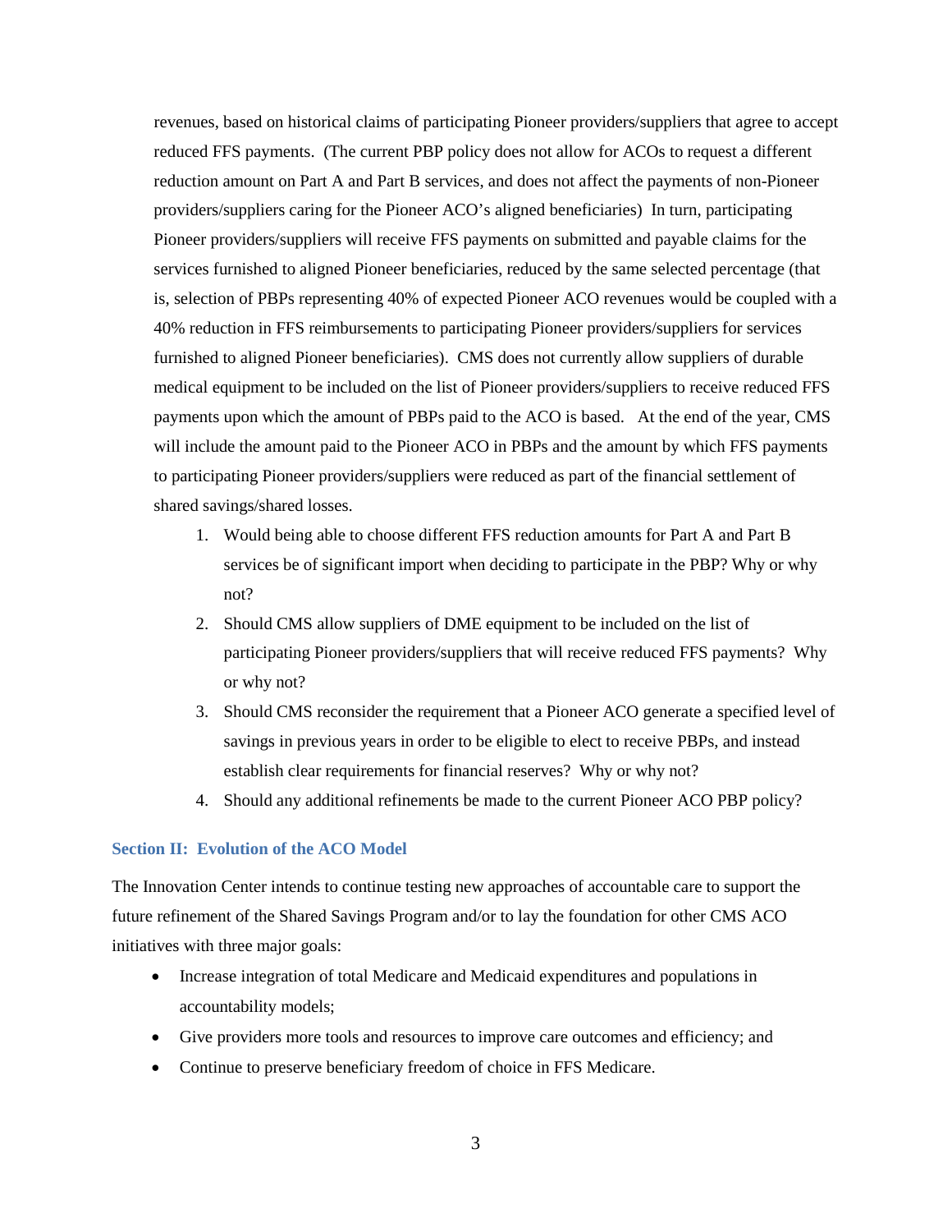revenues, based on historical claims of participating Pioneer providers/suppliers that agree to accept reduced FFS payments. (The current PBP policy does not allow for ACOs to request a different reduction amount on Part A and Part B services, and does not affect the payments of non-Pioneer providers/suppliers caring for the Pioneer ACO's aligned beneficiaries) In turn, participating Pioneer providers/suppliers will receive FFS payments on submitted and payable claims for the services furnished to aligned Pioneer beneficiaries, reduced by the same selected percentage (that is, selection of PBPs representing 40% of expected Pioneer ACO revenues would be coupled with a 40% reduction in FFS reimbursements to participating Pioneer providers/suppliers for services furnished to aligned Pioneer beneficiaries). CMS does not currently allow suppliers of durable medical equipment to be included on the list of Pioneer providers/suppliers to receive reduced FFS payments upon which the amount of PBPs paid to the ACO is based. At the end of the year, CMS will include the amount paid to the Pioneer ACO in PBPs and the amount by which FFS payments to participating Pioneer providers/suppliers were reduced as part of the financial settlement of shared savings/shared losses.

1. Would being able to choose different FFS reduction amounts for Part A and Part B services be of significant import when deciding to participate in the PBP? Why or why not?
2. Should CMS allow suppliers of DME equipment to be included on the list of participating Pioneer providers/suppliers that will receive reduced FFS payments? Why or why not?
3. Should CMS reconsider the requirement that a Pioneer ACO generate a specified level of savings in previous years in order to be eligible to elect to receive PBPs, and instead establish clear requirements for financial reserves? Why or why not?
4. Should any additional refinements be made to the current Pioneer ACO PBP policy?

## Section II: Evolution of the ACO Model

The Innovation Center intends to continue testing new approaches of accountable care to support the future refinement of the Shared Savings Program and/or to lay the foundation for other CMS ACO initiatives with three major goals:

- Increase integration of total Medicare and Medicaid expenditures and populations in accountability models;
- Give providers more tools and resources to improve care outcomes and efficiency; and
- Continue to preserve beneficiary freedom of choice in FFS Medicare.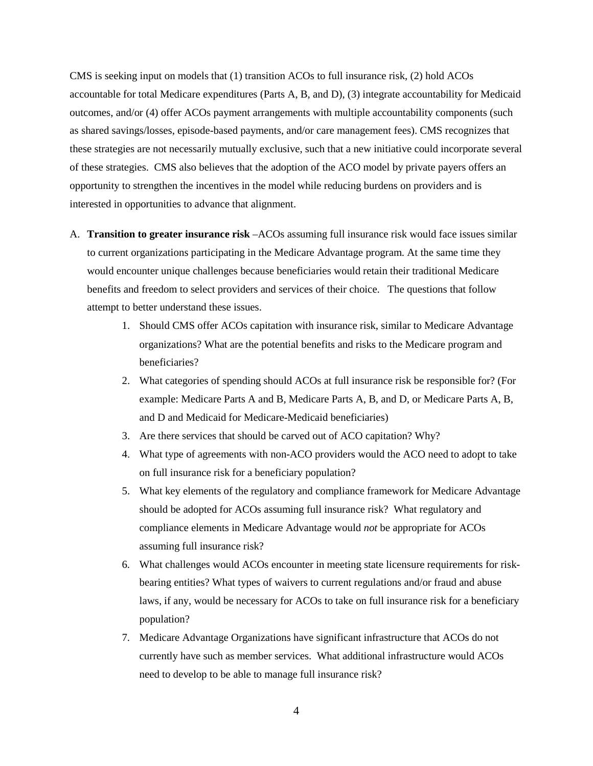CMS is seeking input on models that (1) transition ACOs to full insurance risk, (2) hold ACOs accountable for total Medicare expenditures (Parts A, B, and D), (3) integrate accountability for Medicaid outcomes, and/or (4) offer ACOs payment arrangements with multiple accountability components (such as shared savings/losses, episode-based payments, and/or care management fees). CMS recognizes that these strategies are not necessarily mutually exclusive, such that a new initiative could incorporate several of these strategies. CMS also believes that the adoption of the ACO model by private payers offers an opportunity to strengthen the incentives in the model while reducing burdens on providers and is interested in opportunities to advance that alignment.

A. **Transition to greater insurance risk** –ACOs assuming full insurance risk would face issues similar to current organizations participating in the Medicare Advantage program. At the same time they would encounter unique challenges because beneficiaries would retain their traditional Medicare benefits and freedom to select providers and services of their choice. The questions that follow attempt to better understand these issues.

    1. Should CMS offer ACOs capitation with insurance risk, similar to Medicare Advantage organizations? What are the potential benefits and risks to the Medicare program and beneficiaries?
    2. What categories of spending should ACOs at full insurance risk be responsible for? (For example: Medicare Parts A and B, Medicare Parts A, B, and D, or Medicare Parts A, B, and D and Medicaid for Medicare-Medicaid beneficiaries)
    3. Are there services that should be carved out of ACO capitation? Why?
    4. What type of agreements with non-ACO providers would the ACO need to adopt to take on full insurance risk for a beneficiary population?
    5. What key elements of the regulatory and compliance framework for Medicare Advantage should be adopted for ACOs assuming full insurance risk? What regulatory and compliance elements in Medicare Advantage would *not* be appropriate for ACOs assuming full insurance risk?
    6. What challenges would ACOs encounter in meeting state licensure requirements for risk-bearing entities? What types of waivers to current regulations and/or fraud and abuse laws, if any, would be necessary for ACOs to take on full insurance risk for a beneficiary population?
    7. Medicare Advantage Organizations have significant infrastructure that ACOs do not currently have such as member services. What additional infrastructure would ACOs need to develop to be able to manage full insurance risk?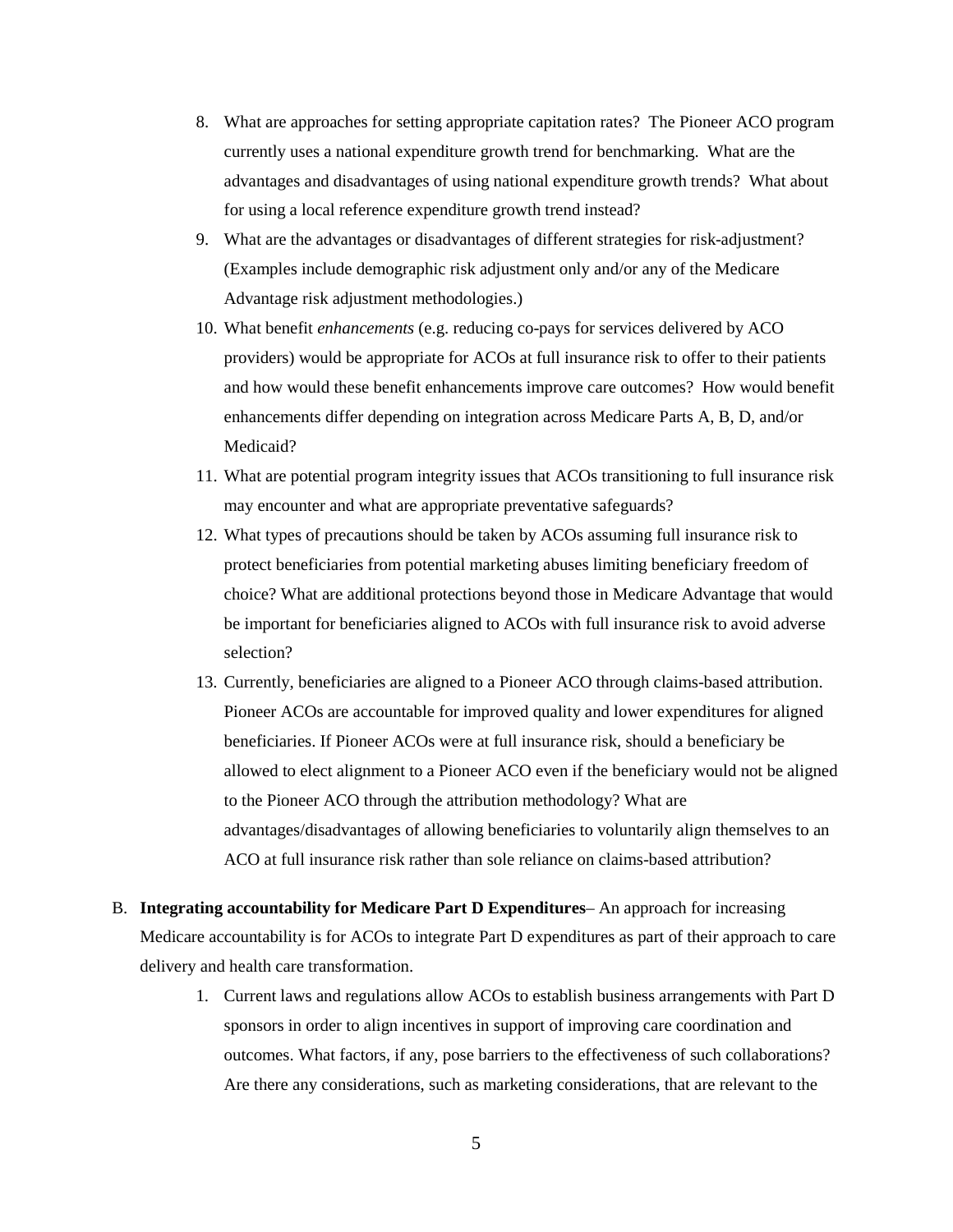8. What are approaches for setting appropriate capitation rates? The Pioneer ACO program currently uses a national expenditure growth trend for benchmarking. What are the advantages and disadvantages of using national expenditure growth trends? What about for using a local reference expenditure growth trend instead?
9. What are the advantages or disadvantages of different strategies for risk-adjustment? (Examples include demographic risk adjustment only and/or any of the Medicare Advantage risk adjustment methodologies.)
10. What benefit *enhancements* (e.g. reducing co-pays for services delivered by ACO providers) would be appropriate for ACOs at full insurance risk to offer to their patients and how would these benefit enhancements improve care outcomes? How would benefit enhancements differ depending on integration across Medicare Parts A, B, D, and/or Medicaid?
11. What are potential program integrity issues that ACOs transitioning to full insurance risk may encounter and what are appropriate preventative safeguards?
12. What types of precautions should be taken by ACOs assuming full insurance risk to protect beneficiaries from potential marketing abuses limiting beneficiary freedom of choice? What are additional protections beyond those in Medicare Advantage that would be important for beneficiaries aligned to ACOs with full insurance risk to avoid adverse selection?
13. Currently, beneficiaries are aligned to a Pioneer ACO through claims-based attribution. Pioneer ACOs are accountable for improved quality and lower expenditures for aligned beneficiaries. If Pioneer ACOs were at full insurance risk, should a beneficiary be allowed to elect alignment to a Pioneer ACO even if the beneficiary would not be aligned to the Pioneer ACO through the attribution methodology? What are advantages/disadvantages of allowing beneficiaries to voluntarily align themselves to an ACO at full insurance risk rather than sole reliance on claims-based attribution?

B. **Integrating accountability for Medicare Part D Expenditures**– An approach for increasing Medicare accountability is for ACOs to integrate Part D expenditures as part of their approach to care delivery and health care transformation.

   1. Current laws and regulations allow ACOs to establish business arrangements with Part D sponsors in order to align incentives in support of improving care coordination and outcomes. What factors, if any, pose barriers to the effectiveness of such collaborations? Are there any considerations, such as marketing considerations, that are relevant to the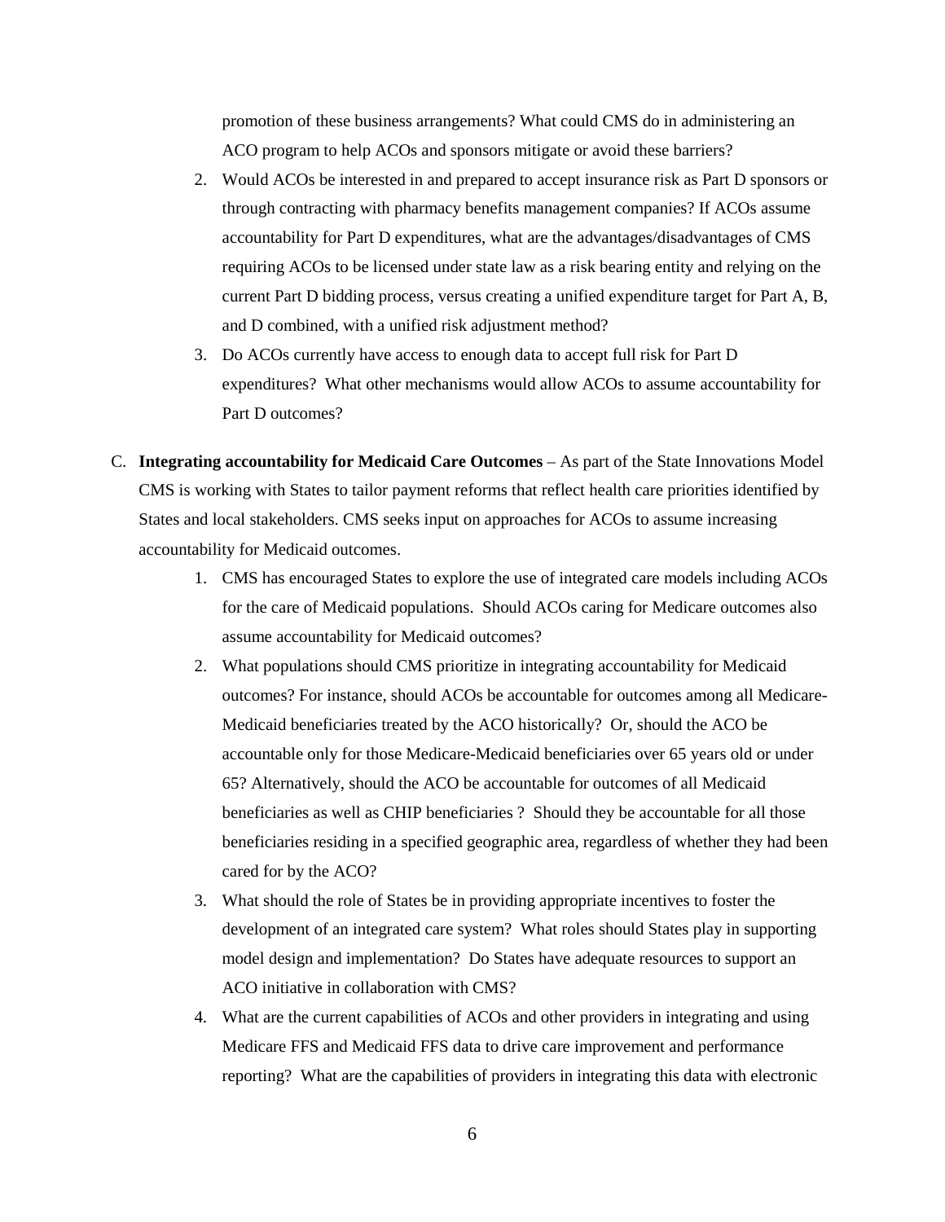promotion of these business arrangements? What could CMS do in administering an ACO program to help ACOs and sponsors mitigate or avoid these barriers?

2. Would ACOs be interested in and prepared to accept insurance risk as Part D sponsors or through contracting with pharmacy benefits management companies? If ACOs assume accountability for Part D expenditures, what are the advantages/disadvantages of CMS requiring ACOs to be licensed under state law as a risk bearing entity and relying on the current Part D bidding process, versus creating a unified expenditure target for Part A, B, and D combined, with a unified risk adjustment method?
3. Do ACOs currently have access to enough data to accept full risk for Part D expenditures? What other mechanisms would allow ACOs to assume accountability for Part D outcomes?

C. **Integrating accountability for Medicaid Care Outcomes** – As part of the State Innovations Model CMS is working with States to tailor payment reforms that reflect health care priorities identified by States and local stakeholders. CMS seeks input on approaches for ACOs to assume increasing accountability for Medicaid outcomes.

1. CMS has encouraged States to explore the use of integrated care models including ACOs for the care of Medicaid populations. Should ACOs caring for Medicare outcomes also assume accountability for Medicaid outcomes?
2. What populations should CMS prioritize in integrating accountability for Medicaid outcomes? For instance, should ACOs be accountable for outcomes among all Medicare-Medicaid beneficiaries treated by the ACO historically? Or, should the ACO be accountable only for those Medicare-Medicaid beneficiaries over 65 years old or under 65? Alternatively, should the ACO be accountable for outcomes of all Medicaid beneficiaries as well as CHIP beneficiaries ? Should they be accountable for all those beneficiaries residing in a specified geographic area, regardless of whether they had been cared for by the ACO?
3. What should the role of States be in providing appropriate incentives to foster the development of an integrated care system? What roles should States play in supporting model design and implementation? Do States have adequate resources to support an ACO initiative in collaboration with CMS?
4. What are the current capabilities of ACOs and other providers in integrating and using Medicare FFS and Medicaid FFS data to drive care improvement and performance reporting? What are the capabilities of providers in integrating this data with electronic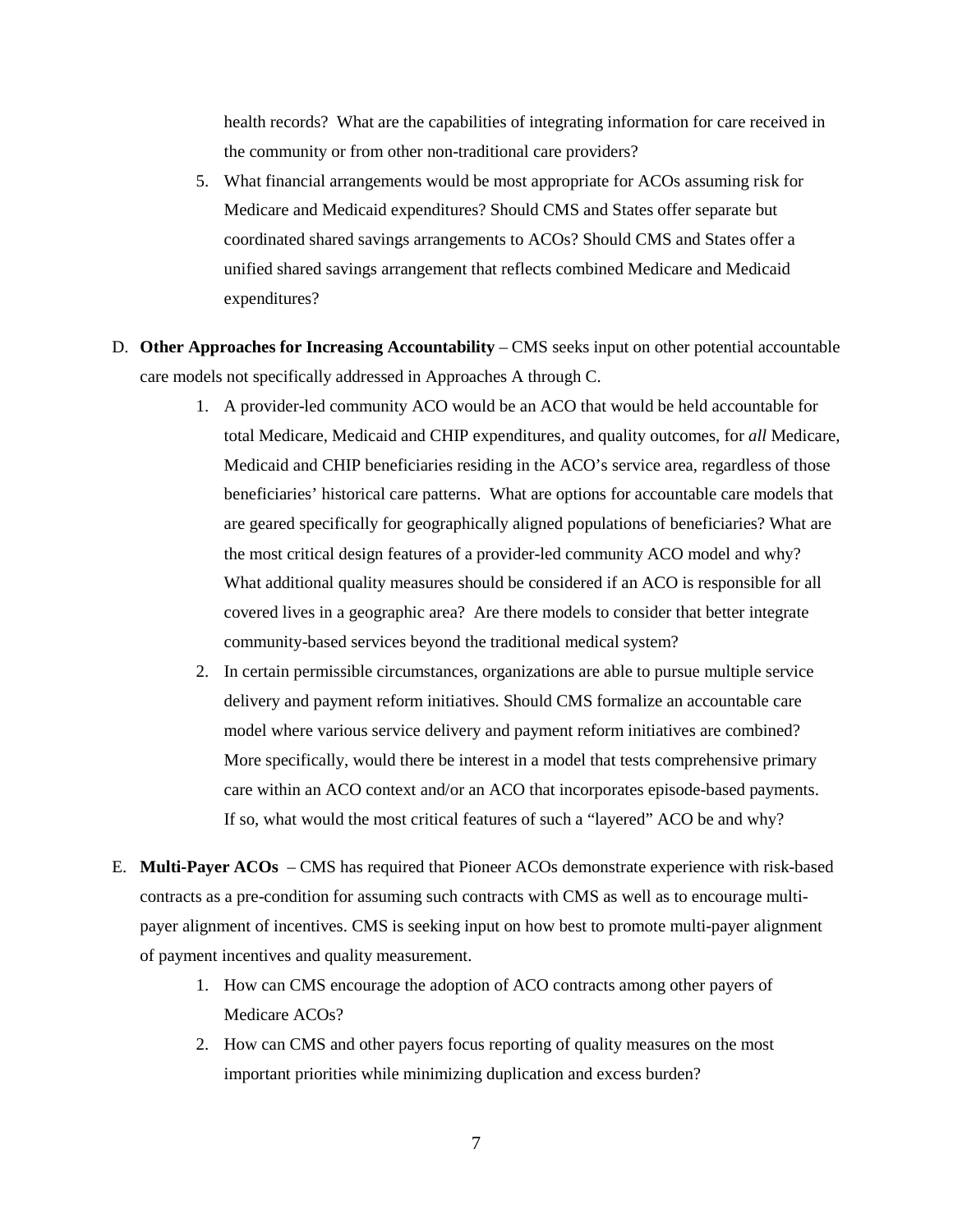health records? What are the capabilities of integrating information for care received in the community or from other non-traditional care providers?

5. What financial arrangements would be most appropriate for ACOs assuming risk for Medicare and Medicaid expenditures? Should CMS and States offer separate but coordinated shared savings arrangements to ACOs? Should CMS and States offer a unified shared savings arrangement that reflects combined Medicare and Medicaid expenditures?

D. **Other Approaches for Increasing Accountability** – CMS seeks input on other potential accountable care models not specifically addressed in Approaches A through C.

1. A provider-led community ACO would be an ACO that would be held accountable for total Medicare, Medicaid and CHIP expenditures, and quality outcomes, for *all* Medicare, Medicaid and CHIP beneficiaries residing in the ACO's service area, regardless of those beneficiaries' historical care patterns. What are options for accountable care models that are geared specifically for geographically aligned populations of beneficiaries? What are the most critical design features of a provider-led community ACO model and why? What additional quality measures should be considered if an ACO is responsible for all covered lives in a geographic area? Are there models to consider that better integrate community-based services beyond the traditional medical system?

2. In certain permissible circumstances, organizations are able to pursue multiple service delivery and payment reform initiatives. Should CMS formalize an accountable care model where various service delivery and payment reform initiatives are combined? More specifically, would there be interest in a model that tests comprehensive primary care within an ACO context and/or an ACO that incorporates episode-based payments. If so, what would the most critical features of such a "layered" ACO be and why?

E. **Multi-Payer ACOs** – CMS has required that Pioneer ACOs demonstrate experience with risk-based contracts as a pre-condition for assuming such contracts with CMS as well as to encourage multi-payer alignment of incentives. CMS is seeking input on how best to promote multi-payer alignment of payment incentives and quality measurement.

1. How can CMS encourage the adoption of ACO contracts among other payers of Medicare ACOs?

2. How can CMS and other payers focus reporting of quality measures on the most important priorities while minimizing duplication and excess burden?